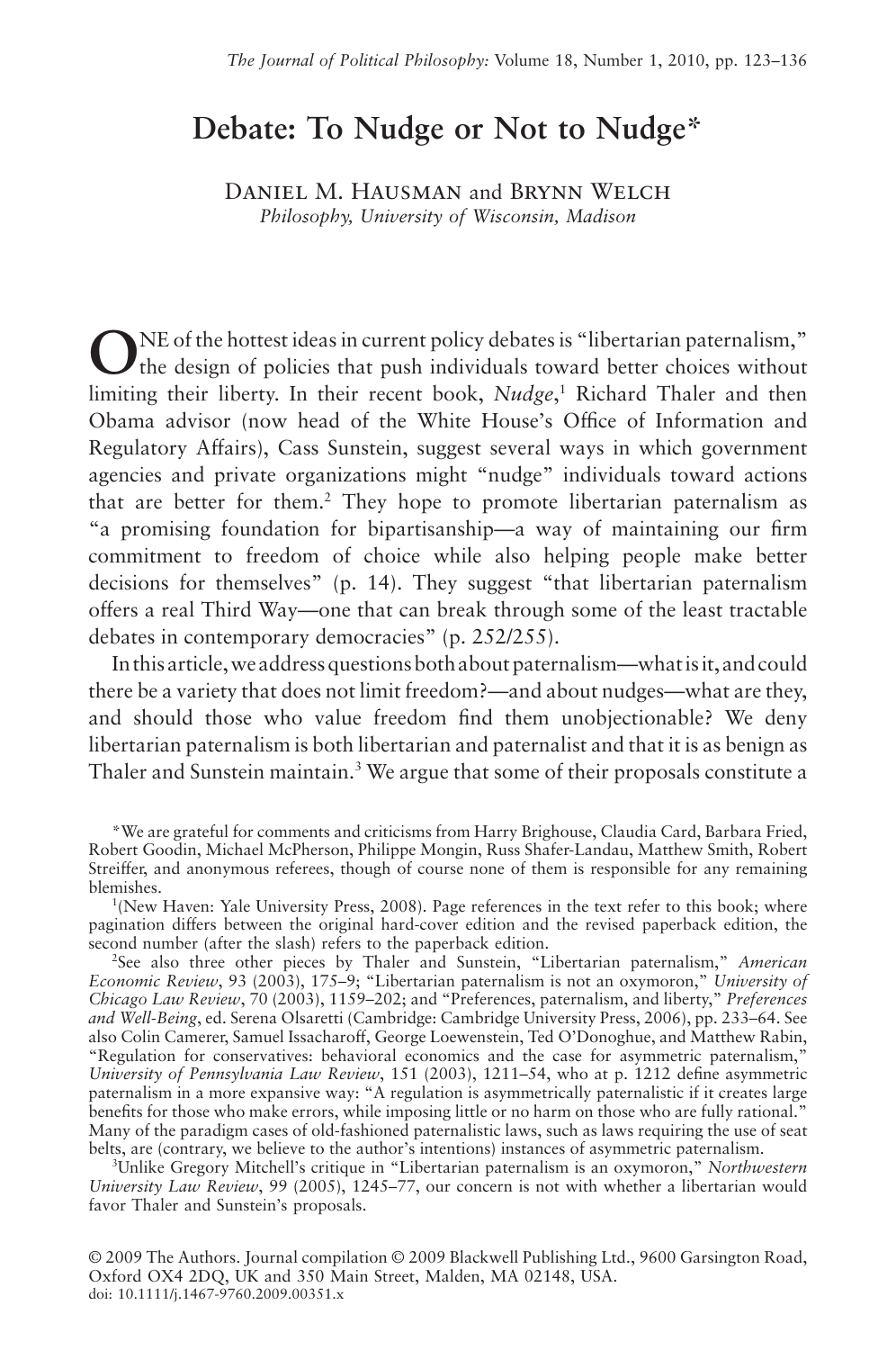# Debate: To Nudge or Not to Nudge*

Daniel M. Hausman and Brynn Welch

*Philosophy, University of Wisconsin, Madison*

ONE of the hottest ideas in current policy debates is "libertarian paternalism," the design of policies that push individuals toward better choices without limiting their liberty. In their recent book, *Nudge*,[1] Richard Thaler and then Obama advisor (now head of the White House's Office of Information and Regulatory Affairs), Cass Sunstein, suggest several ways in which government agencies and private organizations might "nudge" individuals toward actions that are better for them.[2] They hope to promote libertarian paternalism as "a promising foundation for bipartisanship—a way of maintaining our firm commitment to freedom of choice while also helping people make better decisions for themselves" (p. 14). They suggest "that libertarian paternalism offers a real Third Way—one that can break through some of the least tractable debates in contemporary democracies" (p. 252/255).

In this article, we address questions both about paternalism—what is it, and could there be a variety that does not limit freedom?—and about nudges—what are they, and should those who value freedom find them unobjectionable? We deny libertarian paternalism is both libertarian and paternalist and that it is as benign as Thaler and Sunstein maintain.[3] We argue that some of their proposals constitute a

*We are grateful for comments and criticisms from Harry Brighouse, Claudia Card, Barbara Fried, Robert Goodin, Michael McPherson, Philippe Mongin, Russ Shafer-Landau, Matthew Smith, Robert Streiffer, and anonymous referees, though of course none of them is responsible for any remaining blemishes.

[1](New Haven: Yale University Press, 2008). Page references in the text refer to this book; where pagination differs between the original hard-cover edition and the revised paperback edition, the second number (after the slash) refers to the paperback edition.

[2]See also three other pieces by Thaler and Sunstein, "Libertarian paternalism," *American Economic Review*, 93 (2003), 175–9; "Libertarian paternalism is not an oxymoron," *University of Chicago Law Review*, 70 (2003), 1159–202; and "Preferences, paternalism, and liberty," *Preferences and Well-Being*, ed. Serena Olsaretti (Cambridge: Cambridge University Press, 2006), pp. 233–64. See also Colin Camerer, Samuel Issacharoff, George Loewenstein, Ted O'Donoghue, and Matthew Rabin, "Regulation for conservatives: behavioral economics and the case for asymmetric paternalism," *University of Pennsylvania Law Review*, 151 (2003), 1211–54, who at p. 1212 define asymmetric paternalism in a more expansive way: "A regulation is asymmetrically paternalistic if it creates large benefits for those who make errors, while imposing little or no harm on those who are fully rational." Many of the paradigm cases of old-fashioned paternalistic laws, such as laws requiring the use of seat belts, are (contrary, we believe to the author's intentions) instances of asymmetric paternalism.

[3]Unlike Gregory Mitchell's critique in "Libertarian paternalism is an oxymoron," *Northwestern University Law Review*, 99 (2005), 1245–77, our concern is not with whether a libertarian would favor Thaler and Sunstein's proposals.

© 2009 The Authors. Journal compilation © 2009 Blackwell Publishing Ltd., 9600 Garsington Road, Oxford OX4 2DQ, UK and 350 Main Street, Malden, MA 02148, USA.
doi: 10.1111/j.1467-9760.2009.00351.x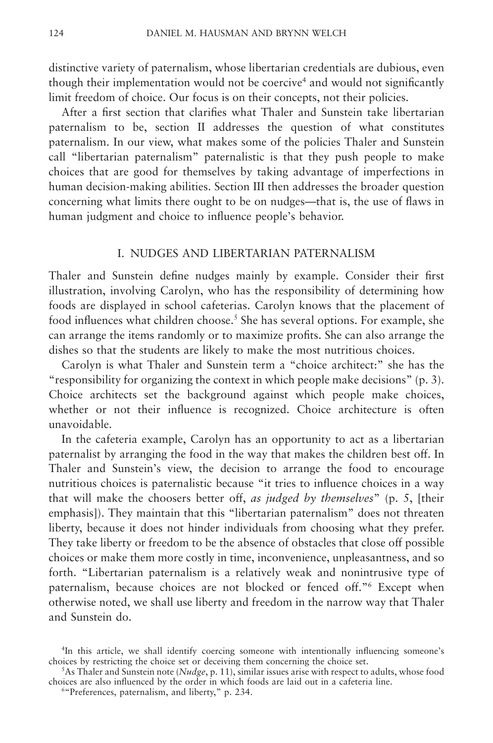distinctive variety of paternalism, whose libertarian credentials are dubious, even though their implementation would not be coercive[4] and would not significantly limit freedom of choice. Our focus is on their concepts, not their policies.

After a first section that clarifies what Thaler and Sunstein take libertarian paternalism to be, section II addresses the question of what constitutes paternalism. In our view, what makes some of the policies Thaler and Sunstein call "libertarian paternalism" paternalistic is that they push people to make choices that are good for themselves by taking advantage of imperfections in human decision-making abilities. Section III then addresses the broader question concerning what limits there ought to be on nudges—that is, the use of flaws in human judgment and choice to influence people's behavior.

## I. NUDGES AND LIBERTARIAN PATERNALISM

Thaler and Sunstein define nudges mainly by example. Consider their first illustration, involving Carolyn, who has the responsibility of determining how foods are displayed in school cafeterias. Carolyn knows that the placement of food influences what children choose.[5] She has several options. For example, she can arrange the items randomly or to maximize profits. She can also arrange the dishes so that the students are likely to make the most nutritious choices.

Carolyn is what Thaler and Sunstein term a "choice architect:" she has the "responsibility for organizing the context in which people make decisions" (p. 3). Choice architects set the background against which people make choices, whether or not their influence is recognized. Choice architecture is often unavoidable.

In the cafeteria example, Carolyn has an opportunity to act as a libertarian paternalist by arranging the food in the way that makes the children best off. In Thaler and Sunstein's view, the decision to arrange the food to encourage nutritious choices is paternalistic because "it tries to influence choices in a way that will make the choosers better off, *as judged by themselves*" (p. 5, [their emphasis]). They maintain that this "libertarian paternalism" does not threaten liberty, because it does not hinder individuals from choosing what they prefer. They take liberty or freedom to be the absence of obstacles that close off possible choices or make them more costly in time, inconvenience, unpleasantness, and so forth. "Libertarian paternalism is a relatively weak and nonintrusive type of paternalism, because choices are not blocked or fenced off."[6] Except when otherwise noted, we shall use liberty and freedom in the narrow way that Thaler and Sunstein do.

---

[4]In this article, we shall identify coercing someone with intentionally influencing someone's choices by restricting the choice set or deceiving them concerning the choice set.

[5]As Thaler and Sunstein note (*Nudge*, p. 11), similar issues arise with respect to adults, whose food choices are also influenced by the order in which foods are laid out in a cafeteria line.

[6]"Preferences, paternalism, and liberty," p. 234.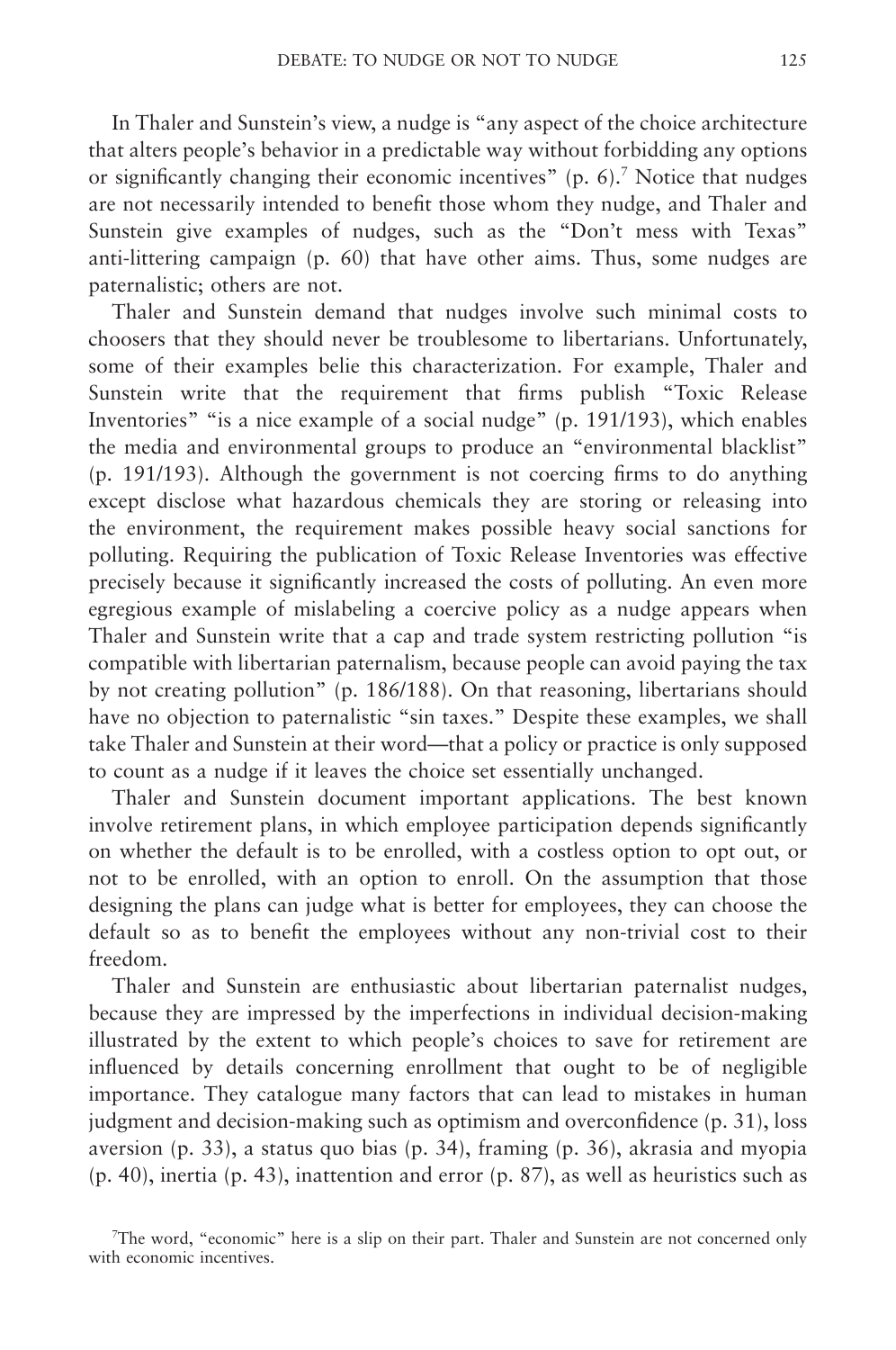In Thaler and Sunstein's view, a nudge is "any aspect of the choice architecture that alters people's behavior in a predictable way without forbidding any options or significantly changing their economic incentives" (p. 6).[7] Notice that nudges are not necessarily intended to benefit those whom they nudge, and Thaler and Sunstein give examples of nudges, such as the "Don't mess with Texas" anti-littering campaign (p. 60) that have other aims. Thus, some nudges are paternalistic; others are not.

Thaler and Sunstein demand that nudges involve such minimal costs to choosers that they should never be troublesome to libertarians. Unfortunately, some of their examples belie this characterization. For example, Thaler and Sunstein write that the requirement that firms publish "Toxic Release Inventories" "is a nice example of a social nudge" (p. 191/193), which enables the media and environmental groups to produce an "environmental blacklist" (p. 191/193). Although the government is not coercing firms to do anything except disclose what hazardous chemicals they are storing or releasing into the environment, the requirement makes possible heavy social sanctions for polluting. Requiring the publication of Toxic Release Inventories was effective precisely because it significantly increased the costs of polluting. An even more egregious example of mislabeling a coercive policy as a nudge appears when Thaler and Sunstein write that a cap and trade system restricting pollution "is compatible with libertarian paternalism, because people can avoid paying the tax by not creating pollution" (p. 186/188). On that reasoning, libertarians should have no objection to paternalistic "sin taxes." Despite these examples, we shall take Thaler and Sunstein at their word—that a policy or practice is only supposed to count as a nudge if it leaves the choice set essentially unchanged.

Thaler and Sunstein document important applications. The best known involve retirement plans, in which employee participation depends significantly on whether the default is to be enrolled, with a costless option to opt out, or not to be enrolled, with an option to enroll. On the assumption that those designing the plans can judge what is better for employees, they can choose the default so as to benefit the employees without any non-trivial cost to their freedom.

Thaler and Sunstein are enthusiastic about libertarian paternalist nudges, because they are impressed by the imperfections in individual decision-making illustrated by the extent to which people's choices to save for retirement are influenced by details concerning enrollment that ought to be of negligible importance. They catalogue many factors that can lead to mistakes in human judgment and decision-making such as optimism and overconfidence (p. 31), loss aversion (p. 33), a status quo bias (p. 34), framing (p. 36), akrasia and myopia (p. 40), inertia (p. 43), inattention and error (p. 87), as well as heuristics such as

[7] The word, "economic" here is a slip on their part. Thaler and Sunstein are not concerned only with economic incentives.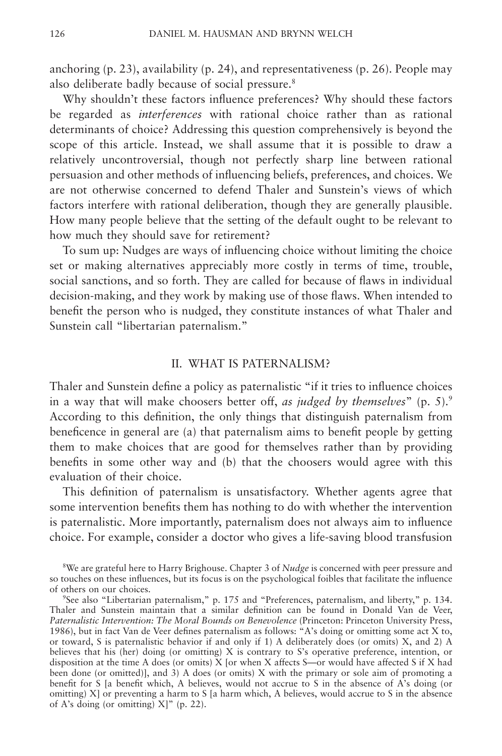anchoring (p. 23), availability (p. 24), and representativeness (p. 26). People may also deliberate badly because of social pressure.[8]

Why shouldn't these factors influence preferences? Why should these factors be regarded as *interferences* with rational choice rather than as rational determinants of choice? Addressing this question comprehensively is beyond the scope of this article. Instead, we shall assume that it is possible to draw a relatively uncontroversial, though not perfectly sharp line between rational persuasion and other methods of influencing beliefs, preferences, and choices. We are not otherwise concerned to defend Thaler and Sunstein's views of which factors interfere with rational deliberation, though they are generally plausible. How many people believe that the setting of the default ought to be relevant to how much they should save for retirement?

To sum up: Nudges are ways of influencing choice without limiting the choice set or making alternatives appreciably more costly in terms of time, trouble, social sanctions, and so forth. They are called for because of flaws in individual decision-making, and they work by making use of those flaws. When intended to benefit the person who is nudged, they constitute instances of what Thaler and Sunstein call "libertarian paternalism."

## II. WHAT IS PATERNALISM?

Thaler and Sunstein define a policy as paternalistic "if it tries to influence choices in a way that will make choosers better off, *as judged by themselves*" (p. 5).[9] According to this definition, the only things that distinguish paternalism from beneficence in general are (a) that paternalism aims to benefit people by getting them to make choices that are good for themselves rather than by providing benefits in some other way and (b) that the choosers would agree with this evaluation of their choice.

This definition of paternalism is unsatisfactory. Whether agents agree that some intervention benefits them has nothing to do with whether the intervention is paternalistic. More importantly, paternalism does not always aim to influence choice. For example, consider a doctor who gives a life-saving blood transfusion

[8] We are grateful here to Harry Brighouse. Chapter 3 of *Nudge* is concerned with peer pressure and so touches on these influences, but its focus is on the psychological foibles that facilitate the influence of others on our choices.

[9] See also "Libertarian paternalism," p. 175 and "Preferences, paternalism, and liberty," p. 134. Thaler and Sunstein maintain that a similar definition can be found in Donald Van de Veer, *Paternalistic Intervention: The Moral Bounds on Benevolence* (Princeton: Princeton University Press, 1986), but in fact Van de Veer defines paternalism as follows: "A's doing or omitting some act X to, or toward, S is paternalistic behavior if and only if 1) A deliberately does (or omits) X, and 2) A believes that his (her) doing (or omitting) X is contrary to S's operative preference, intention, or disposition at the time A does (or omits) X [or when X affects S—or would have affected S if X had been done (or omitted)], and 3) A does (or omits) X with the primary or sole aim of promoting a benefit for S [a benefit which, A believes, would not accrue to S in the absence of A's doing (or omitting) X] or preventing a harm to S [a harm which, A believes, would accrue to S in the absence of A's doing (or omitting) X]" (p. 22).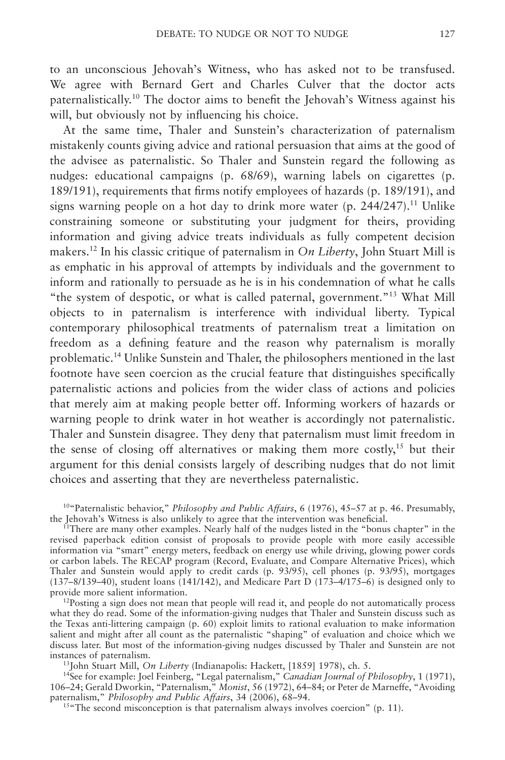to an unconscious Jehovah's Witness, who has asked not to be transfused. We agree with Bernard Gert and Charles Culver that the doctor acts paternalistically.[10] The doctor aims to benefit the Jehovah's Witness against his will, but obviously not by influencing his choice.

At the same time, Thaler and Sunstein's characterization of paternalism mistakenly counts giving advice and rational persuasion that aims at the good of the advisee as paternalistic. So Thaler and Sunstein regard the following as nudges: educational campaigns (p. 68/69), warning labels on cigarettes (p. 189/191), requirements that firms notify employees of hazards (p. 189/191), and signs warning people on a hot day to drink more water (p. 244/247).[11] Unlike constraining someone or substituting your judgment for theirs, providing information and giving advice treats individuals as fully competent decision makers.[12] In his classic critique of paternalism in *On Liberty*, John Stuart Mill is as emphatic in his approval of attempts by individuals and the government to inform and rationally to persuade as he is in his condemnation of what he calls "the system of despotic, or what is called paternal, government."[13] What Mill objects to in paternalism is interference with individual liberty. Typical contemporary philosophical treatments of paternalism treat a limitation on freedom as a defining feature and the reason why paternalism is morally problematic.[14] Unlike Sunstein and Thaler, the philosophers mentioned in the last footnote have seen coercion as the crucial feature that distinguishes specifically paternalistic actions and policies from the wider class of actions and policies that merely aim at making people better off. Informing workers of hazards or warning people to drink water in hot weather is accordingly not paternalistic. Thaler and Sunstein disagree. They deny that paternalism must limit freedom in the sense of closing off alternatives or making them more costly,[15] but their argument for this denial consists largely of describing nudges that do not limit choices and asserting that they are nevertheless paternalistic.

[10] "Paternalistic behavior," *Philosophy and Public Affairs*, 6 (1976), 45–57 at p. 46. Presumably, the Jehovah's Witness is also unlikely to agree that the intervention was beneficial.

[11] There are many other examples. Nearly half of the nudges listed in the "bonus chapter" in the revised paperback edition consist of proposals to provide people with more easily accessible information via "smart" energy meters, feedback on energy use while driving, glowing power cords or carbon labels. The RECAP program (Record, Evaluate, and Compare Alternative Prices), which Thaler and Sunstein would apply to credit cards (p. 93/95), cell phones (p. 93/95), mortgages (137–8/139–40), student loans (141/142), and Medicare Part D (173–4/175–6) is designed only to provide more salient information.

[12] Posting a sign does not mean that people will read it, and people do not automatically process what they do read. Some of the information-giving nudges that Thaler and Sunstein discuss such as the Texas anti-littering campaign (p. 60) exploit limits to rational evaluation to make information salient and might after all count as the paternalistic "shaping" of evaluation and choice which we discuss later. But most of the information-giving nudges discussed by Thaler and Sunstein are not instances of paternalism.

[13] John Stuart Mill, *On Liberty* (Indianapolis: Hackett, [1859] 1978), ch. 5.

[14] See for example: Joel Feinberg, "Legal paternalism," *Canadian Journal of Philosophy*, 1 (1971), 106–24; Gerald Dworkin, "Paternalism," *Monist*, 56 (1972), 64–84; or Peter de Marneffe, "Avoiding paternalism," *Philosophy and Public Affairs*, 34 (2006), 68–94.

[15] "The second misconception is that paternalism always involves coercion" (p. 11).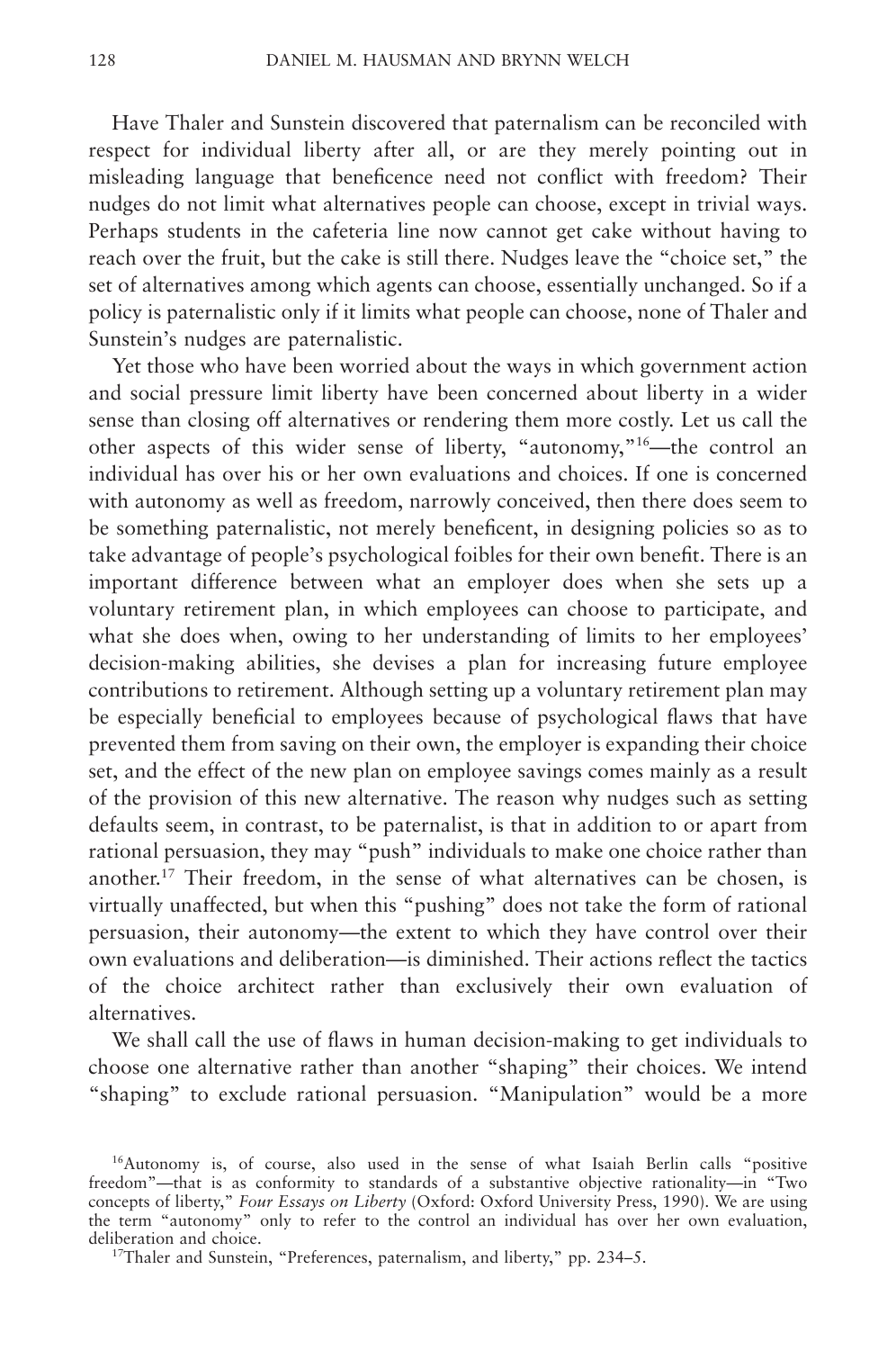Have Thaler and Sunstein discovered that paternalism can be reconciled with respect for individual liberty after all, or are they merely pointing out in misleading language that beneficence need not conflict with freedom? Their nudges do not limit what alternatives people can choose, except in trivial ways. Perhaps students in the cafeteria line now cannot get cake without having to reach over the fruit, but the cake is still there. Nudges leave the "choice set," the set of alternatives among which agents can choose, essentially unchanged. So if a policy is paternalistic only if it limits what people can choose, none of Thaler and Sunstein's nudges are paternalistic.

Yet those who have been worried about the ways in which government action and social pressure limit liberty have been concerned about liberty in a wider sense than closing off alternatives or rendering them more costly. Let us call the other aspects of this wider sense of liberty, "autonomy,"[16]—the control an individual has over his or her own evaluations and choices. If one is concerned with autonomy as well as freedom, narrowly conceived, then there does seem to be something paternalistic, not merely beneficent, in designing policies so as to take advantage of people's psychological foibles for their own benefit. There is an important difference between what an employer does when she sets up a voluntary retirement plan, in which employees can choose to participate, and what she does when, owing to her understanding of limits to her employees' decision-making abilities, she devises a plan for increasing future employee contributions to retirement. Although setting up a voluntary retirement plan may be especially beneficial to employees because of psychological flaws that have prevented them from saving on their own, the employer is expanding their choice set, and the effect of the new plan on employee savings comes mainly as a result of the provision of this new alternative. The reason why nudges such as setting defaults seem, in contrast, to be paternalist, is that in addition to or apart from rational persuasion, they may "push" individuals to make one choice rather than another.[17] Their freedom, in the sense of what alternatives can be chosen, is virtually unaffected, but when this "pushing" does not take the form of rational persuasion, their autonomy—the extent to which they have control over their own evaluations and deliberation—is diminished. Their actions reflect the tactics of the choice architect rather than exclusively their own evaluation of alternatives.

We shall call the use of flaws in human decision-making to get individuals to choose one alternative rather than another "shaping" their choices. We intend "shaping" to exclude rational persuasion. "Manipulation" would be a more

[16]Autonomy is, of course, also used in the sense of what Isaiah Berlin calls "positive freedom"—that is as conformity to standards of a substantive objective rationality—in "Two concepts of liberty," *Four Essays on Liberty* (Oxford: Oxford University Press, 1990). We are using the term "autonomy" only to refer to the control an individual has over her own evaluation, deliberation and choice.

[17]Thaler and Sunstein, "Preferences, paternalism, and liberty," pp. 234–5.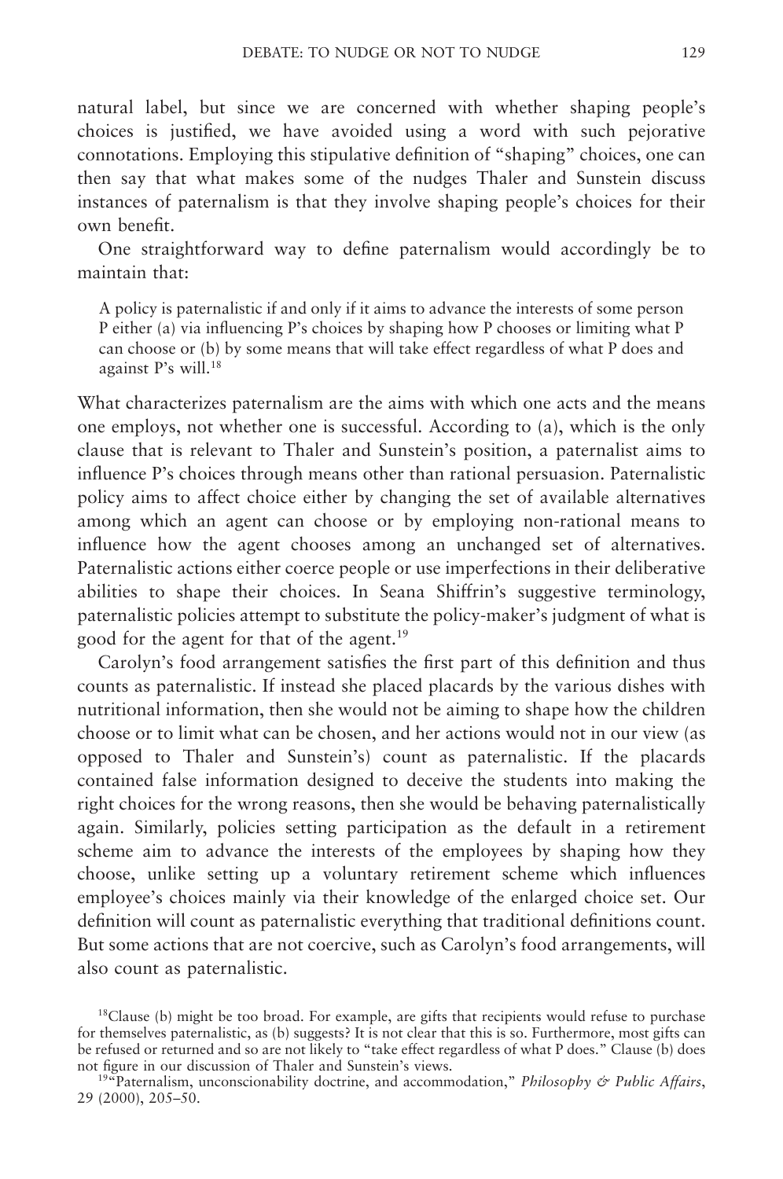natural label, but since we are concerned with whether shaping people's choices is justified, we have avoided using a word with such pejorative connotations. Employing this stipulative definition of "shaping" choices, one can then say that what makes some of the nudges Thaler and Sunstein discuss instances of paternalism is that they involve shaping people's choices for their own benefit.

One straightforward way to define paternalism would accordingly be to maintain that:

> A policy is paternalistic if and only if it aims to advance the interests of some person P either (a) via influencing P's choices by shaping how P chooses or limiting what P can choose or (b) by some means that will take effect regardless of what P does and against P's will.[18]

What characterizes paternalism are the aims with which one acts and the means one employs, not whether one is successful. According to (a), which is the only clause that is relevant to Thaler and Sunstein's position, a paternalist aims to influence P's choices through means other than rational persuasion. Paternalistic policy aims to affect choice either by changing the set of available alternatives among which an agent can choose or by employing non-rational means to influence how the agent chooses among an unchanged set of alternatives. Paternalistic actions either coerce people or use imperfections in their deliberative abilities to shape their choices. In Seana Shiffrin's suggestive terminology, paternalistic policies attempt to substitute the policy-maker's judgment of what is good for the agent for that of the agent.[19]

Carolyn's food arrangement satisfies the first part of this definition and thus counts as paternalistic. If instead she placed placards by the various dishes with nutritional information, then she would not be aiming to shape how the children choose or to limit what can be chosen, and her actions would not in our view (as opposed to Thaler and Sunstein's) count as paternalistic. If the placards contained false information designed to deceive the students into making the right choices for the wrong reasons, then she would be behaving paternalistically again. Similarly, policies setting participation as the default in a retirement scheme aim to advance the interests of the employees by shaping how they choose, unlike setting up a voluntary retirement scheme which influences employee's choices mainly via their knowledge of the enlarged choice set. Our definition will count as paternalistic everything that traditional definitions count. But some actions that are not coercive, such as Carolyn's food arrangements, will also count as paternalistic.

[18]Clause (b) might be too broad. For example, are gifts that recipients would refuse to purchase for themselves paternalistic, as (b) suggests? It is not clear that this is so. Furthermore, most gifts can be refused or returned and so are not likely to "take effect regardless of what P does." Clause (b) does not figure in our discussion of Thaler and Sunstein's views.

[19]"Paternalism, unconscionability doctrine, and accommodation," *Philosophy & Public Affairs*, 29 (2000), 205–50.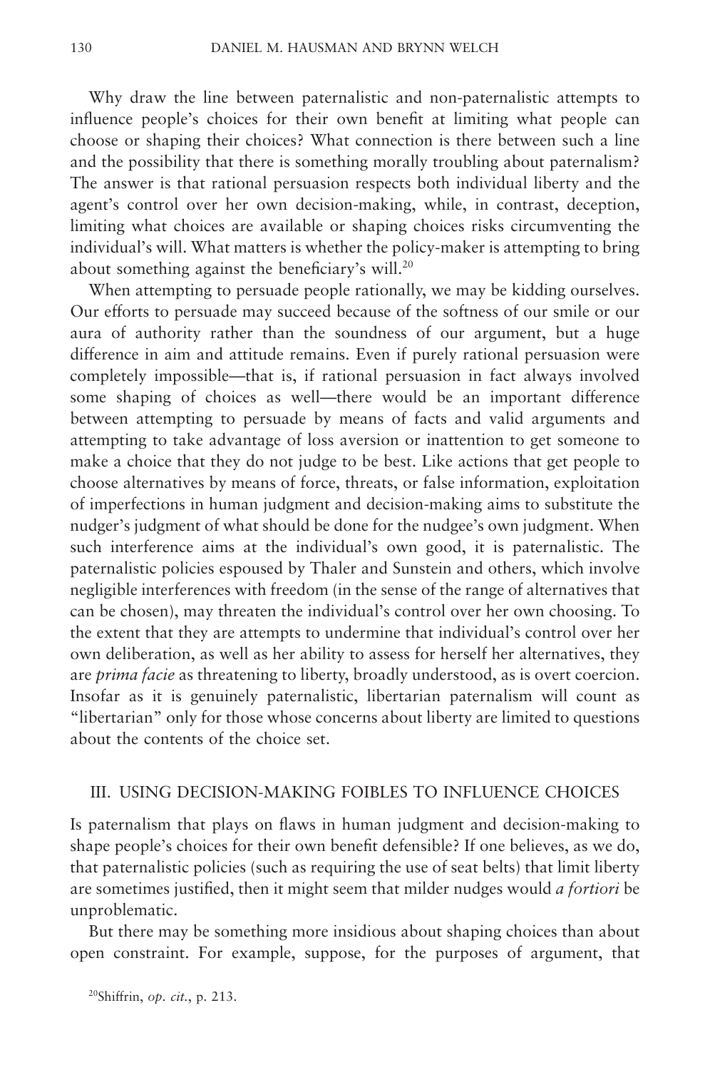Why draw the line between paternalistic and non-paternalistic attempts to influence people's choices for their own benefit at limiting what people can choose or shaping their choices? What connection is there between such a line and the possibility that there is something morally troubling about paternalism? The answer is that rational persuasion respects both individual liberty and the agent's control over her own decision-making, while, in contrast, deception, limiting what choices are available or shaping choices risks circumventing the individual's will. What matters is whether the policy-maker is attempting to bring about something against the beneficiary's will.[20]

When attempting to persuade people rationally, we may be kidding ourselves. Our efforts to persuade may succeed because of the softness of our smile or our aura of authority rather than the soundness of our argument, but a huge difference in aim and attitude remains. Even if purely rational persuasion were completely impossible—that is, if rational persuasion in fact always involved some shaping of choices as well—there would be an important difference between attempting to persuade by means of facts and valid arguments and attempting to take advantage of loss aversion or inattention to get someone to make a choice that they do not judge to be best. Like actions that get people to choose alternatives by means of force, threats, or false information, exploitation of imperfections in human judgment and decision-making aims to substitute the nudger's judgment of what should be done for the nudgee's own judgment. When such interference aims at the individual's own good, it is paternalistic. The paternalistic policies espoused by Thaler and Sunstein and others, which involve negligible interferences with freedom (in the sense of the range of alternatives that can be chosen), may threaten the individual's control over her own choosing. To the extent that they are attempts to undermine that individual's control over her own deliberation, as well as her ability to assess for herself her alternatives, they are *prima facie* as threatening to liberty, broadly understood, as is overt coercion. Insofar as it is genuinely paternalistic, libertarian paternalism will count as "libertarian" only for those whose concerns about liberty are limited to questions about the contents of the choice set.

## III. USING DECISION-MAKING FOIBLES TO INFLUENCE CHOICES

Is paternalism that plays on flaws in human judgment and decision-making to shape people's choices for their own benefit defensible? If one believes, as we do, that paternalistic policies (such as requiring the use of seat belts) that limit liberty are sometimes justified, then it might seem that milder nudges would *a fortiori* be unproblematic.

But there may be something more insidious about shaping choices than about open constraint. For example, suppose, for the purposes of argument, that

[20] Shiffrin, *op. cit.*, p. 213.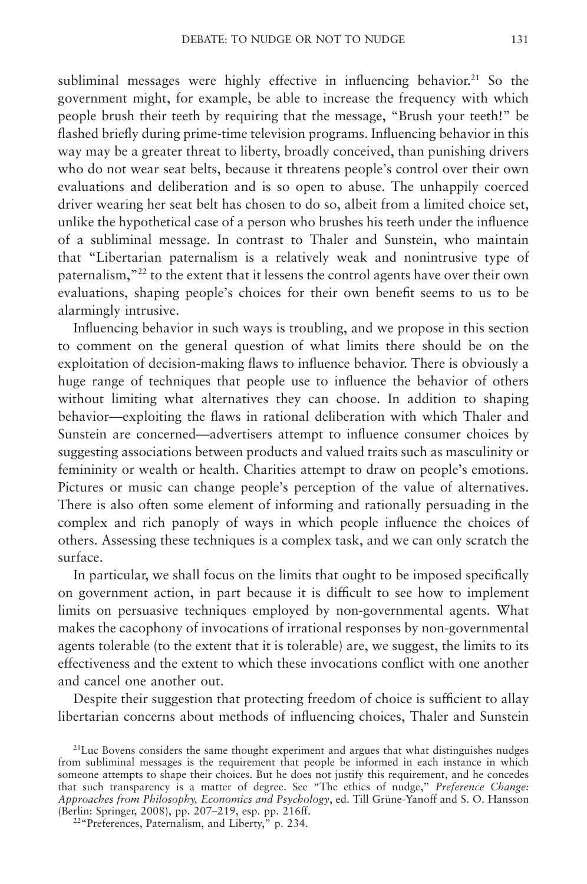subliminal messages were highly effective in influencing behavior.[21] So the government might, for example, be able to increase the frequency with which people brush their teeth by requiring that the message, "Brush your teeth!" be flashed briefly during prime-time television programs. Influencing behavior in this way may be a greater threat to liberty, broadly conceived, than punishing drivers who do not wear seat belts, because it threatens people's control over their own evaluations and deliberation and is so open to abuse. The unhappily coerced driver wearing her seat belt has chosen to do so, albeit from a limited choice set, unlike the hypothetical case of a person who brushes his teeth under the influence of a subliminal message. In contrast to Thaler and Sunstein, who maintain that "Libertarian paternalism is a relatively weak and nonintrusive type of paternalism,"[22] to the extent that it lessens the control agents have over their own evaluations, shaping people's choices for their own benefit seems to us to be alarmingly intrusive.

Influencing behavior in such ways is troubling, and we propose in this section to comment on the general question of what limits there should be on the exploitation of decision-making flaws to influence behavior. There is obviously a huge range of techniques that people use to influence the behavior of others without limiting what alternatives they can choose. In addition to shaping behavior—exploiting the flaws in rational deliberation with which Thaler and Sunstein are concerned—advertisers attempt to influence consumer choices by suggesting associations between products and valued traits such as masculinity or femininity or wealth or health. Charities attempt to draw on people's emotions. Pictures or music can change people's perception of the value of alternatives. There is also often some element of informing and rationally persuading in the complex and rich panoply of ways in which people influence the choices of others. Assessing these techniques is a complex task, and we can only scratch the surface.

In particular, we shall focus on the limits that ought to be imposed specifically on government action, in part because it is difficult to see how to implement limits on persuasive techniques employed by non-governmental agents. What makes the cacophony of invocations of irrational responses by non-governmental agents tolerable (to the extent that it is tolerable) are, we suggest, the limits to its effectiveness and the extent to which these invocations conflict with one another and cancel one another out.

Despite their suggestion that protecting freedom of choice is sufficient to allay libertarian concerns about methods of influencing choices, Thaler and Sunstein

[21]Luc Bovens considers the same thought experiment and argues that what distinguishes nudges from subliminal messages is the requirement that people be informed in each instance in which someone attempts to shape their choices. But he does not justify this requirement, and he concedes that such transparency is a matter of degree. See "The ethics of nudge," *Preference Change: Approaches from Philosophy, Economics and Psychology*, ed. Till Grüne-Yanoff and S. O. Hansson (Berlin: Springer, 2008), pp. 207–219, esp. pp. 216ff.

[22]"Preferences, Paternalism, and Liberty," p. 234.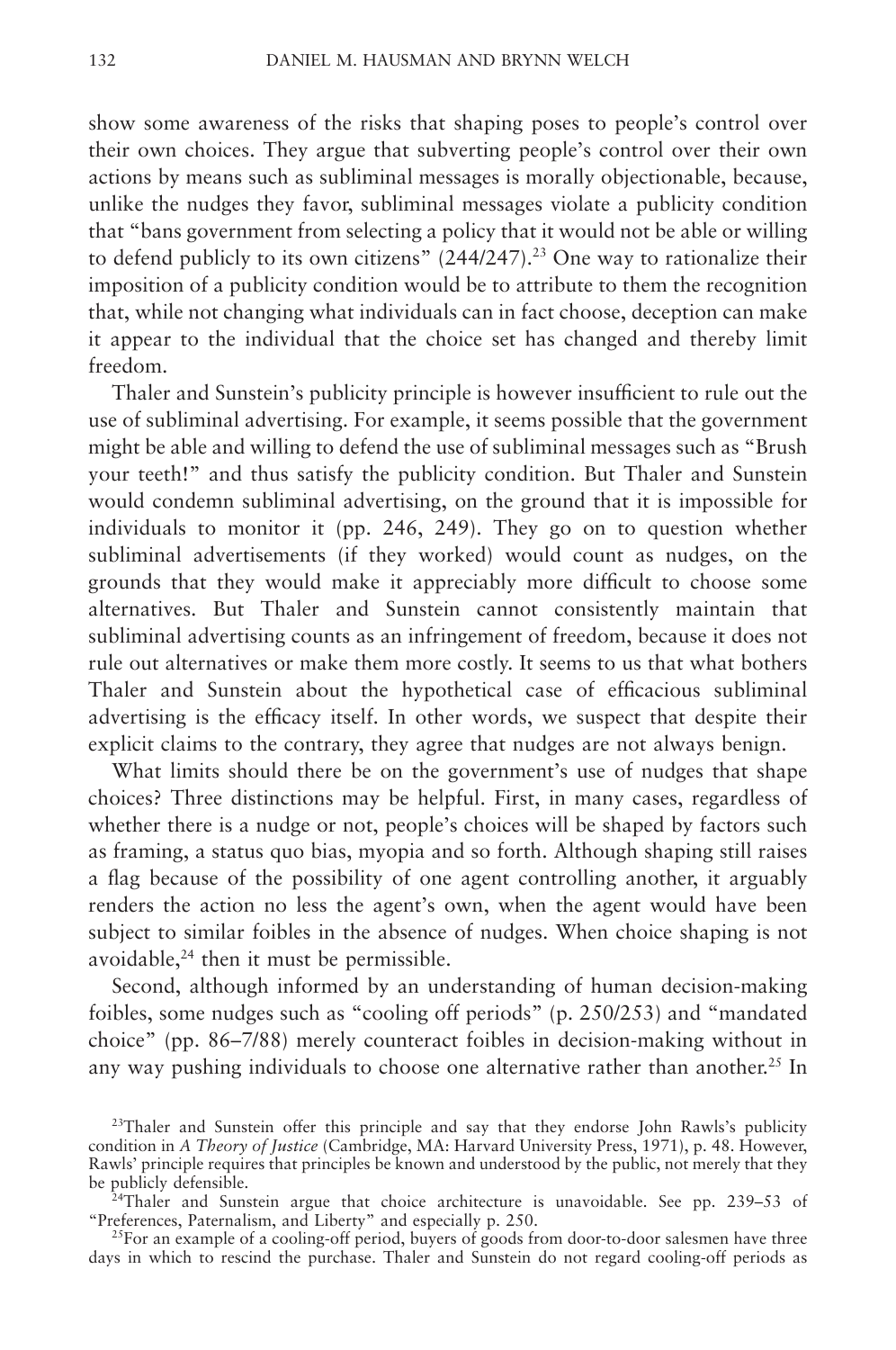show some awareness of the risks that shaping poses to people's control over their own choices. They argue that subverting people's control over their own actions by means such as subliminal messages is morally objectionable, because, unlike the nudges they favor, subliminal messages violate a publicity condition that "bans government from selecting a policy that it would not be able or willing to defend publicly to its own citizens" (244/247).[23] One way to rationalize their imposition of a publicity condition would be to attribute to them the recognition that, while not changing what individuals can in fact choose, deception can make it appear to the individual that the choice set has changed and thereby limit freedom.

Thaler and Sunstein's publicity principle is however insufficient to rule out the use of subliminal advertising. For example, it seems possible that the government might be able and willing to defend the use of subliminal messages such as "Brush your teeth!" and thus satisfy the publicity condition. But Thaler and Sunstein would condemn subliminal advertising, on the ground that it is impossible for individuals to monitor it (pp. 246, 249). They go on to question whether subliminal advertisements (if they worked) would count as nudges, on the grounds that they would make it appreciably more difficult to choose some alternatives. But Thaler and Sunstein cannot consistently maintain that subliminal advertising counts as an infringement of freedom, because it does not rule out alternatives or make them more costly. It seems to us that what bothers Thaler and Sunstein about the hypothetical case of efficacious subliminal advertising is the efficacy itself. In other words, we suspect that despite their explicit claims to the contrary, they agree that nudges are not always benign.

What limits should there be on the government's use of nudges that shape choices? Three distinctions may be helpful. First, in many cases, regardless of whether there is a nudge or not, people's choices will be shaped by factors such as framing, a status quo bias, myopia and so forth. Although shaping still raises a flag because of the possibility of one agent controlling another, it arguably renders the action no less the agent's own, when the agent would have been subject to similar foibles in the absence of nudges. When choice shaping is not avoidable,[24] then it must be permissible.

Second, although informed by an understanding of human decision-making foibles, some nudges such as "cooling off periods" (p. 250/253) and "mandated choice" (pp. 86–7/88) merely counteract foibles in decision-making without in any way pushing individuals to choose one alternative rather than another.[25] In

[23]Thaler and Sunstein offer this principle and say that they endorse John Rawls's publicity condition in *A Theory of Justice* (Cambridge, MA: Harvard University Press, 1971), p. 48. However, Rawls' principle requires that principles be known and understood by the public, not merely that they be publicly defensible.

[24]Thaler and Sunstein argue that choice architecture is unavoidable. See pp. 239–53 of "Preferences, Paternalism, and Liberty" and especially p. 250.

[25]For an example of a cooling-off period, buyers of goods from door-to-door salesmen have three days in which to rescind the purchase. Thaler and Sunstein do not regard cooling-off periods as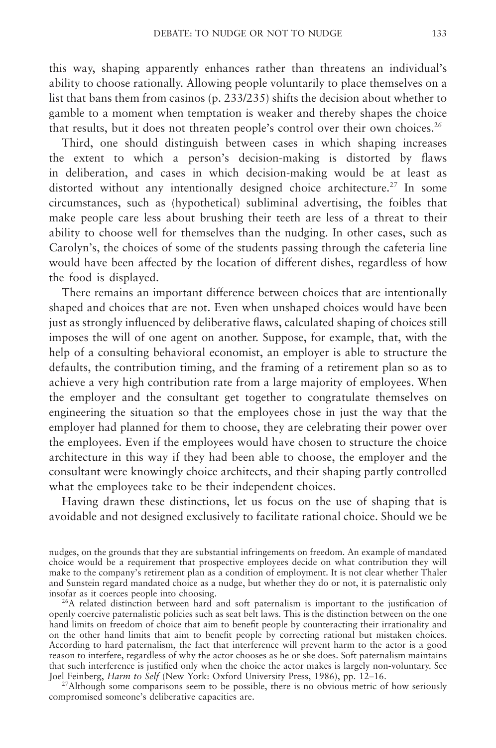this way, shaping apparently enhances rather than threatens an individual's ability to choose rationally. Allowing people voluntarily to place themselves on a list that bans them from casinos (p. 233/235) shifts the decision about whether to gamble to a moment when temptation is weaker and thereby shapes the choice that results, but it does not threaten people's control over their own choices.[26]

Third, one should distinguish between cases in which shaping increases the extent to which a person's decision-making is distorted by flaws in deliberation, and cases in which decision-making would be at least as distorted without any intentionally designed choice architecture.[27] In some circumstances, such as (hypothetical) subliminal advertising, the foibles that make people care less about brushing their teeth are less of a threat to their ability to choose well for themselves than the nudging. In other cases, such as Carolyn's, the choices of some of the students passing through the cafeteria line would have been affected by the location of different dishes, regardless of how the food is displayed.

There remains an important difference between choices that are intentionally shaped and choices that are not. Even when unshaped choices would have been just as strongly influenced by deliberative flaws, calculated shaping of choices still imposes the will of one agent on another. Suppose, for example, that, with the help of a consulting behavioral economist, an employer is able to structure the defaults, the contribution timing, and the framing of a retirement plan so as to achieve a very high contribution rate from a large majority of employees. When the employer and the consultant get together to congratulate themselves on engineering the situation so that the employees chose in just the way that the employer had planned for them to choose, they are celebrating their power over the employees. Even if the employees would have chosen to structure the choice architecture in this way if they had been able to choose, the employer and the consultant were knowingly choice architects, and their shaping partly controlled what the employees take to be their independent choices.

Having drawn these distinctions, let us focus on the use of shaping that is avoidable and not designed exclusively to facilitate rational choice. Should we be

nudges, on the grounds that they are substantial infringements on freedom. An example of mandated choice would be a requirement that prospective employees decide on what contribution they will make to the company's retirement plan as a condition of employment. It is not clear whether Thaler and Sunstein regard mandated choice as a nudge, but whether they do or not, it is paternalistic only insofar as it coerces people into choosing.

[26]A related distinction between hard and soft paternalism is important to the justification of openly coercive paternalistic policies such as seat belt laws. This is the distinction between on the one hand limits on freedom of choice that aim to benefit people by counteracting their irrationality and on the other hand limits that aim to benefit people by correcting rational but mistaken choices. According to hard paternalism, the fact that interference will prevent harm to the actor is a good reason to interfere, regardless of why the actor chooses as he or she does. Soft paternalism maintains that such interference is justified only when the choice the actor makes is largely non-voluntary. See Joel Feinberg, *Harm to Self* (New York: Oxford University Press, 1986), pp. 12–16.

[27]Although some comparisons seem to be possible, there is no obvious metric of how seriously compromised someone's deliberative capacities are.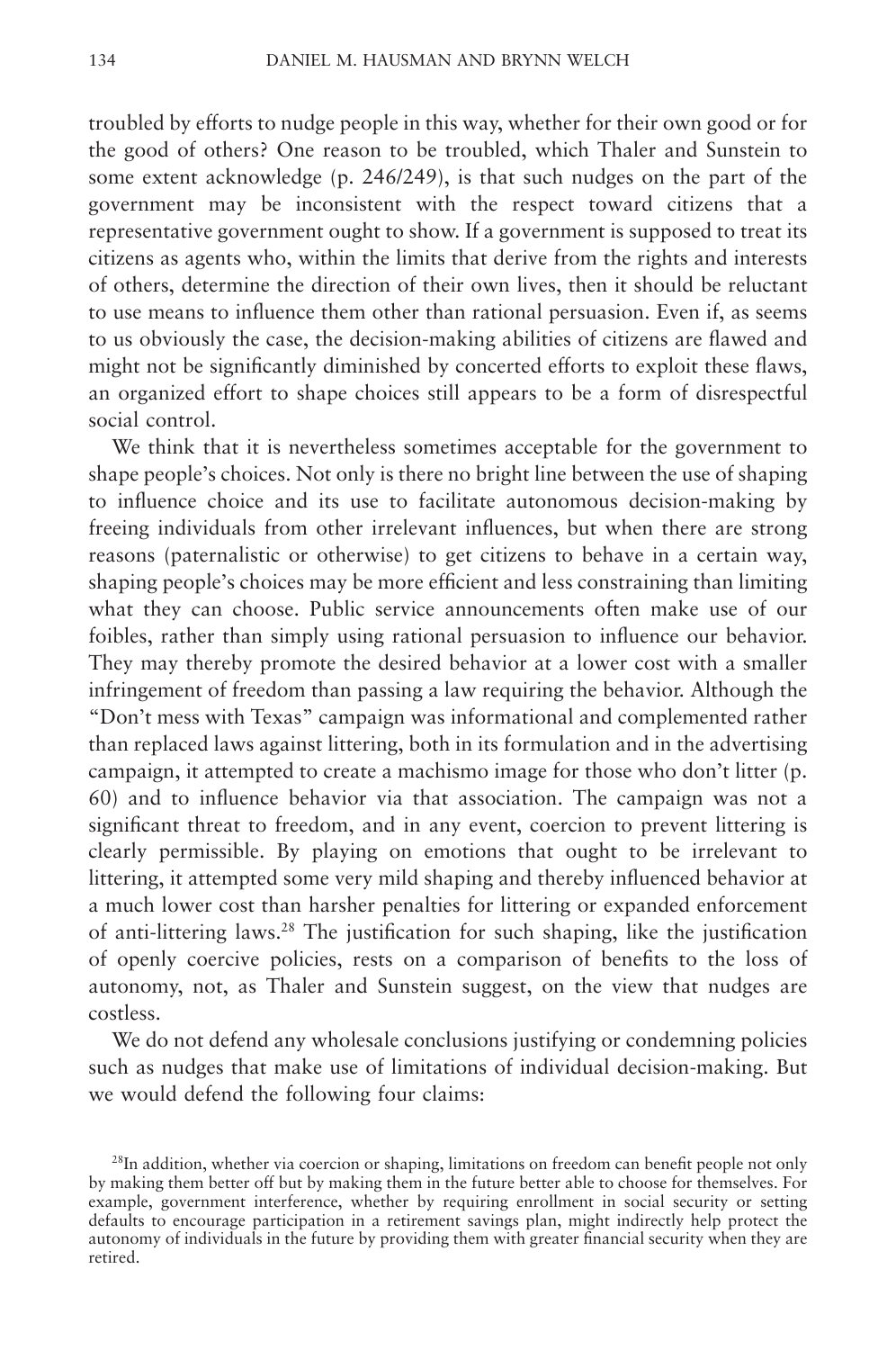troubled by efforts to nudge people in this way, whether for their own good or for the good of others? One reason to be troubled, which Thaler and Sunstein to some extent acknowledge (p. 246/249), is that such nudges on the part of the government may be inconsistent with the respect toward citizens that a representative government ought to show. If a government is supposed to treat its citizens as agents who, within the limits that derive from the rights and interests of others, determine the direction of their own lives, then it should be reluctant to use means to influence them other than rational persuasion. Even if, as seems to us obviously the case, the decision-making abilities of citizens are flawed and might not be significantly diminished by concerted efforts to exploit these flaws, an organized effort to shape choices still appears to be a form of disrespectful social control.

We think that it is nevertheless sometimes acceptable for the government to shape people's choices. Not only is there no bright line between the use of shaping to influence choice and its use to facilitate autonomous decision-making by freeing individuals from other irrelevant influences, but when there are strong reasons (paternalistic or otherwise) to get citizens to behave in a certain way, shaping people's choices may be more efficient and less constraining than limiting what they can choose. Public service announcements often make use of our foibles, rather than simply using rational persuasion to influence our behavior. They may thereby promote the desired behavior at a lower cost with a smaller infringement of freedom than passing a law requiring the behavior. Although the "Don't mess with Texas" campaign was informational and complemented rather than replaced laws against littering, both in its formulation and in the advertising campaign, it attempted to create a machismo image for those who don't litter (p. 60) and to influence behavior via that association. The campaign was not a significant threat to freedom, and in any event, coercion to prevent littering is clearly permissible. By playing on emotions that ought to be irrelevant to littering, it attempted some very mild shaping and thereby influenced behavior at a much lower cost than harsher penalties for littering or expanded enforcement of anti-littering laws.[28] The justification for such shaping, like the justification of openly coercive policies, rests on a comparison of benefits to the loss of autonomy, not, as Thaler and Sunstein suggest, on the view that nudges are costless.

We do not defend any wholesale conclusions justifying or condemning policies such as nudges that make use of limitations of individual decision-making. But we would defend the following four claims:

[28]In addition, whether via coercion or shaping, limitations on freedom can benefit people not only by making them better off but by making them in the future better able to choose for themselves. For example, government interference, whether by requiring enrollment in social security or setting defaults to encourage participation in a retirement savings plan, might indirectly help protect the autonomy of individuals in the future by providing them with greater financial security when they are retired.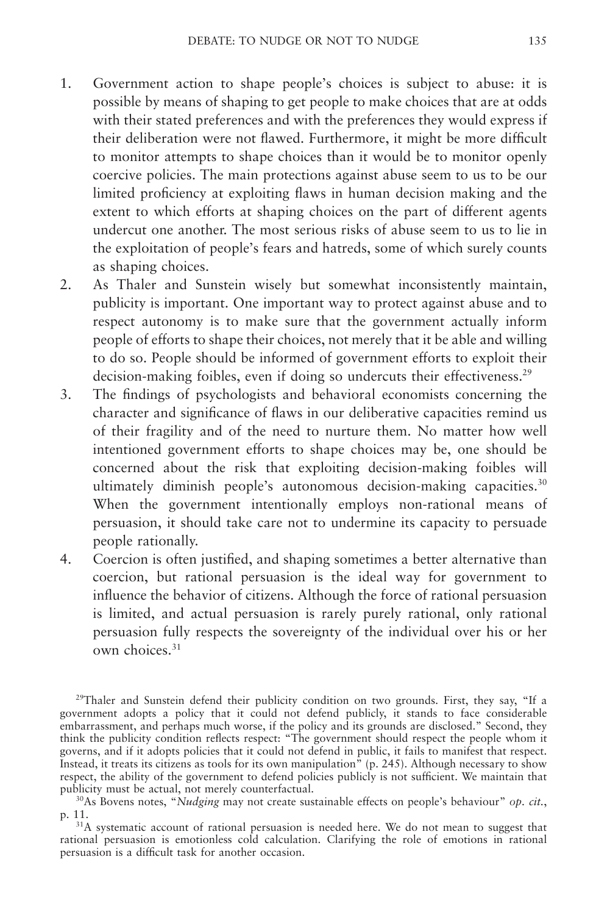1. Government action to shape people's choices is subject to abuse: it is possible by means of shaping to get people to make choices that are at odds with their stated preferences and with the preferences they would express if their deliberation were not flawed. Furthermore, it might be more difficult to monitor attempts to shape choices than it would be to monitor openly coercive policies. The main protections against abuse seem to us to be our limited proficiency at exploiting flaws in human decision making and the extent to which efforts at shaping choices on the part of different agents undercut one another. The most serious risks of abuse seem to us to lie in the exploitation of people's fears and hatreds, some of which surely counts as shaping choices.
2. As Thaler and Sunstein wisely but somewhat inconsistently maintain, publicity is important. One important way to protect against abuse and to respect autonomy is to make sure that the government actually inform people of efforts to shape their choices, not merely that it be able and willing to do so. People should be informed of government efforts to exploit their decision-making foibles, even if doing so undercuts their effectiveness.[29]
3. The findings of psychologists and behavioral economists concerning the character and significance of flaws in our deliberative capacities remind us of their fragility and of the need to nurture them. No matter how well intentioned government efforts to shape choices may be, one should be concerned about the risk that exploiting decision-making foibles will ultimately diminish people's autonomous decision-making capacities.[30] When the government intentionally employs non-rational means of persuasion, it should take care not to undermine its capacity to persuade people rationally.
4. Coercion is often justified, and shaping sometimes a better alternative than coercion, but rational persuasion is the ideal way for government to influence the behavior of citizens. Although the force of rational persuasion is limited, and actual persuasion is rarely purely rational, only rational persuasion fully respects the sovereignty of the individual over his or her own choices.[31]

[29]Thaler and Sunstein defend their publicity condition on two grounds. First, they say, "If a government adopts a policy that it could not defend publicly, it stands to face considerable embarrassment, and perhaps much worse, if the policy and its grounds are disclosed." Second, they think the publicity condition reflects respect: "The government should respect the people whom it governs, and if it adopts policies that it could not defend in public, it fails to manifest that respect. Instead, it treats its citizens as tools for its own manipulation" (p. 245). Although necessary to show respect, the ability of the government to defend policies publicly is not sufficient. We maintain that publicity must be actual, not merely counterfactual.

[30]As Bovens notes, "*Nudging* may not create sustainable effects on people's behaviour" *op. cit.*, p. 11.

[31]A systematic account of rational persuasion is needed here. We do not mean to suggest that rational persuasion is emotionless cold calculation. Clarifying the role of emotions in rational persuasion is a difficult task for another occasion.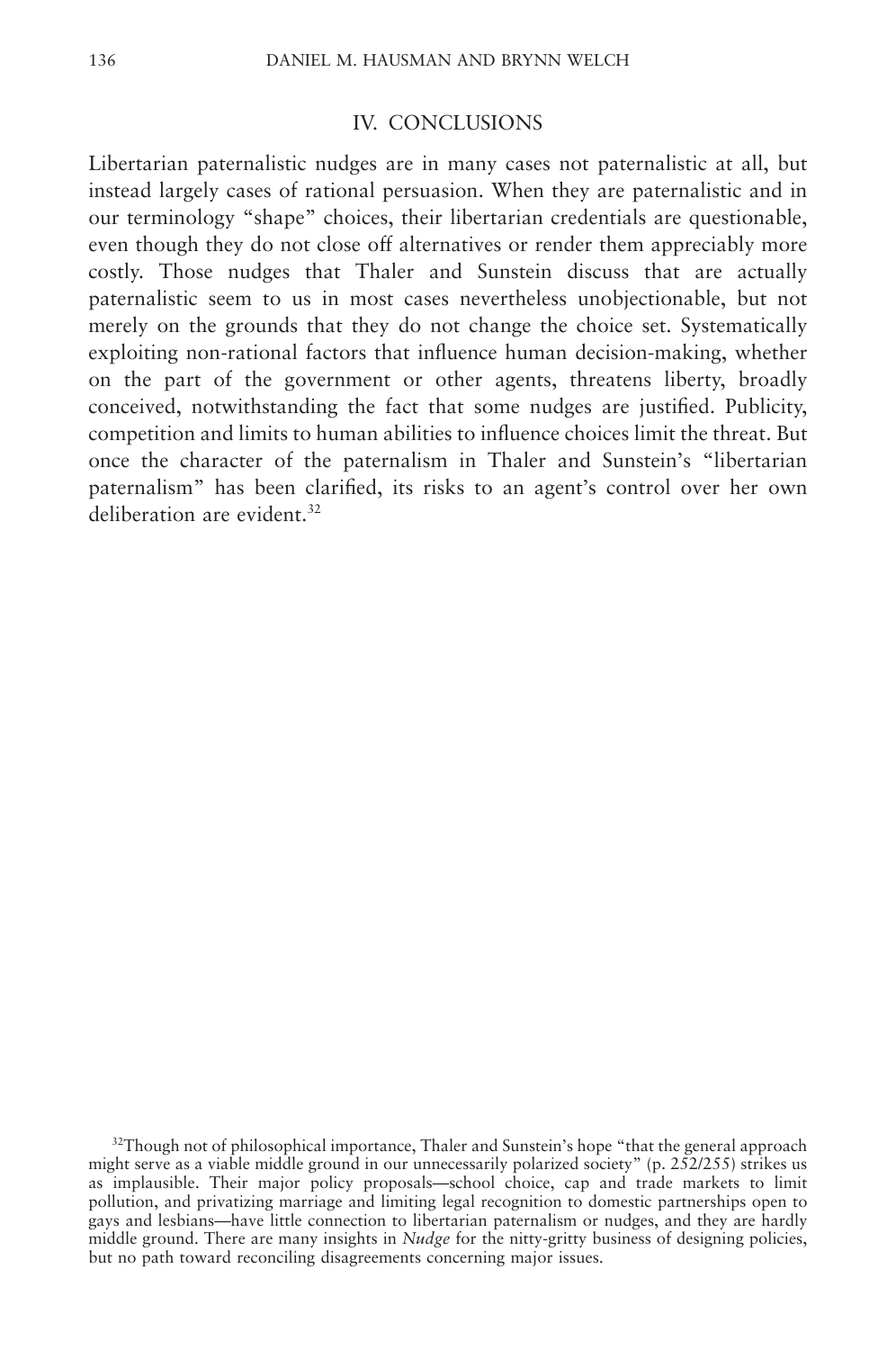## IV. CONCLUSIONS

Libertarian paternalistic nudges are in many cases not paternalistic at all, but instead largely cases of rational persuasion. When they are paternalistic and in our terminology "shape" choices, their libertarian credentials are questionable, even though they do not close off alternatives or render them appreciably more costly. Those nudges that Thaler and Sunstein discuss that are actually paternalistic seem to us in most cases nevertheless unobjectionable, but not merely on the grounds that they do not change the choice set. Systematically exploiting non-rational factors that influence human decision-making, whether on the part of the government or other agents, threatens liberty, broadly conceived, notwithstanding the fact that some nudges are justified. Publicity, competition and limits to human abilities to influence choices limit the threat. But once the character of the paternalism in Thaler and Sunstein's "libertarian paternalism" has been clarified, its risks to an agent's control over her own deliberation are evident.[32]

[32]Though not of philosophical importance, Thaler and Sunstein's hope "that the general approach might serve as a viable middle ground in our unnecessarily polarized society" (p. 252/255) strikes us as implausible. Their major policy proposals—school choice, cap and trade markets to limit pollution, and privatizing marriage and limiting legal recognition to domestic partnerships open to gays and lesbians—have little connection to libertarian paternalism or nudges, and they are hardly middle ground. There are many insights in *Nudge* for the nitty-gritty business of designing policies, but no path toward reconciling disagreements concerning major issues.